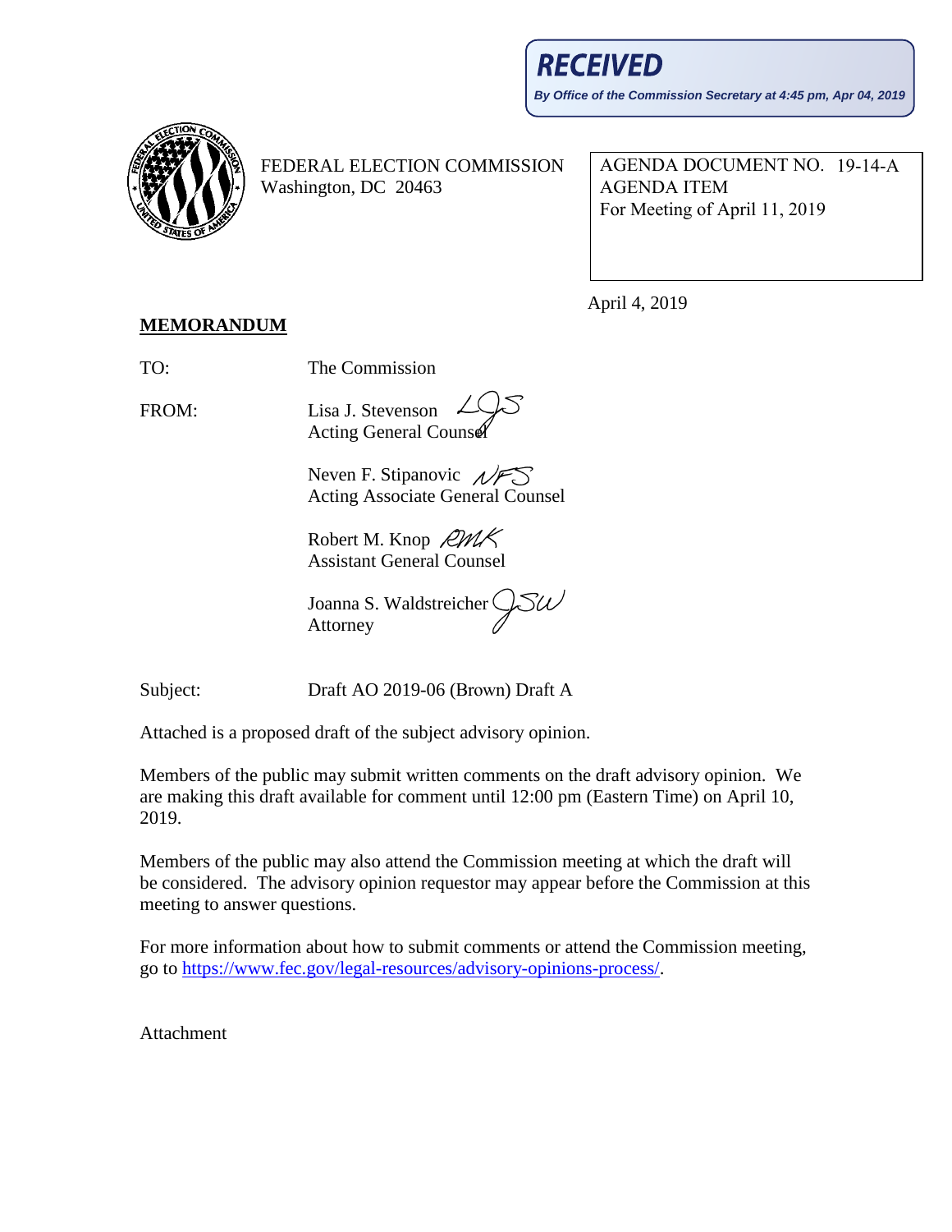**RECEIVED**

*By Office of the Commission Secretary at 4:45 pm, Apr 04, 2019*

FEDERAL ELECTION COMMISSION
Washington, DC 20463

AGENDA DOCUMENT NO. 19-14-A
AGENDA ITEM
For Meeting of April 11, 2019

April 4, 2019

**MEMORANDUM**

TO: The Commission

FROM: Lisa J. Stevenson
Acting General Counsel

Neven F. Stipanovic
Acting Associate General Counsel

Robert M. Knop
Assistant General Counsel

Joanna S. Waldstreicher
Attorney

Subject: Draft AO 2019-06 (Brown) Draft A

Attached is a proposed draft of the subject advisory opinion.

Members of the public may submit written comments on the draft advisory opinion. We are making this draft available for comment until 12:00 pm (Eastern Time) on April 10, 2019.

Members of the public may also attend the Commission meeting at which the draft will be considered. The advisory opinion requestor may appear before the Commission at this meeting to answer questions.

For more information about how to submit comments or attend the Commission meeting, go to https://www.fec.gov/legal-resources/advisory-opinions-process/.

Attachment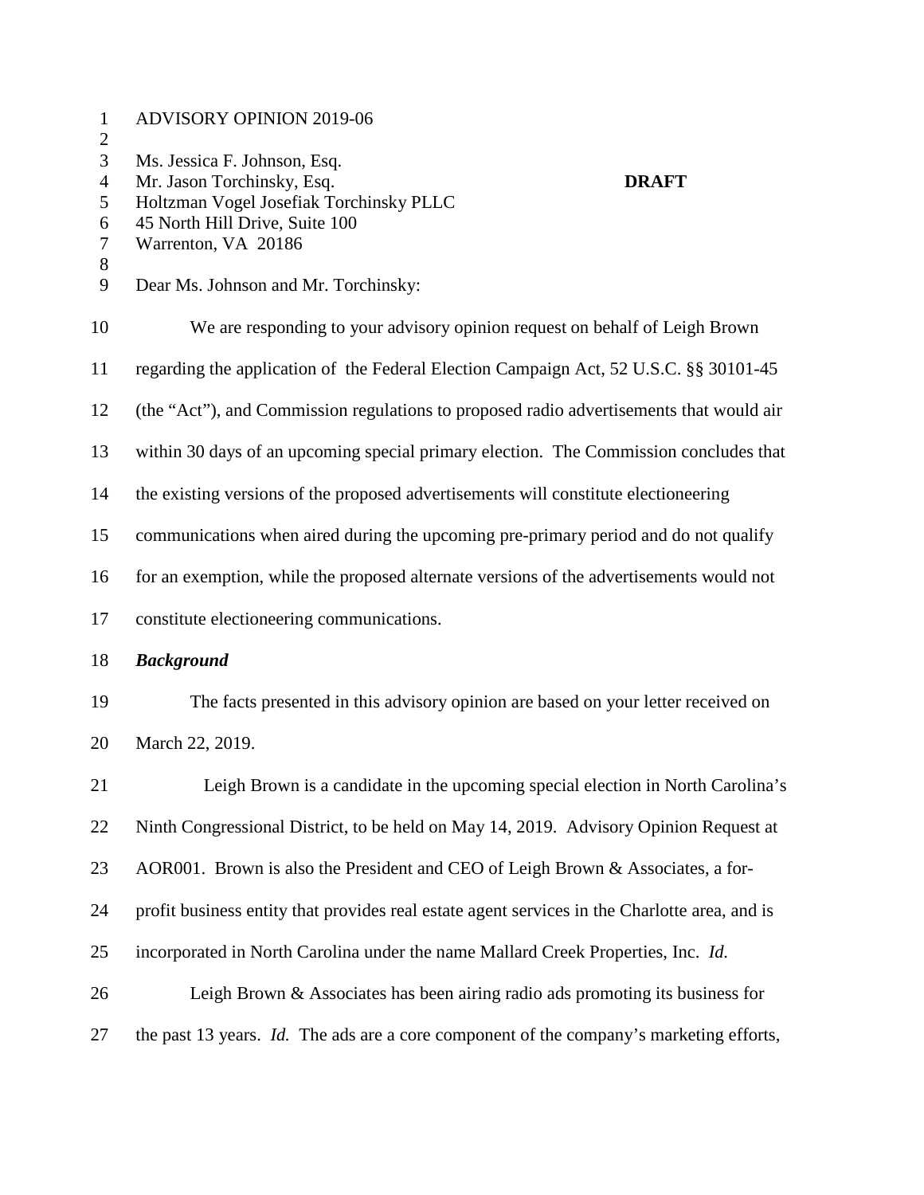ADVISORY OPINION 2019-06

Ms. Jessica F. Johnson, Esq.
Mr. Jason Torchinsky, Esq.
Holtzman Vogel Josefiak Torchinsky PLLC
45 North Hill Drive, Suite 100
Warrenton, VA 20186

**DRAFT**

Dear Ms. Johnson and Mr. Torchinsky:

We are responding to your advisory opinion request on behalf of Leigh Brown regarding the application of the Federal Election Campaign Act, 52 U.S.C. §§ 30101-45 (the "Act"), and Commission regulations to proposed radio advertisements that would air within 30 days of an upcoming special primary election. The Commission concludes that the existing versions of the proposed advertisements will constitute electioneering communications when aired during the upcoming pre-primary period and do not qualify for an exemption, while the proposed alternate versions of the advertisements would not constitute electioneering communications.

***Background***

The facts presented in this advisory opinion are based on your letter received on March 22, 2019.

Leigh Brown is a candidate in the upcoming special election in North Carolina's Ninth Congressional District, to be held on May 14, 2019. Advisory Opinion Request at AOR001. Brown is also the President and CEO of Leigh Brown & Associates, a for-profit business entity that provides real estate agent services in the Charlotte area, and is incorporated in North Carolina under the name Mallard Creek Properties, Inc. *Id.*

Leigh Brown & Associates has been airing radio ads promoting its business for the past 13 years. *Id.* The ads are a core component of the company's marketing efforts,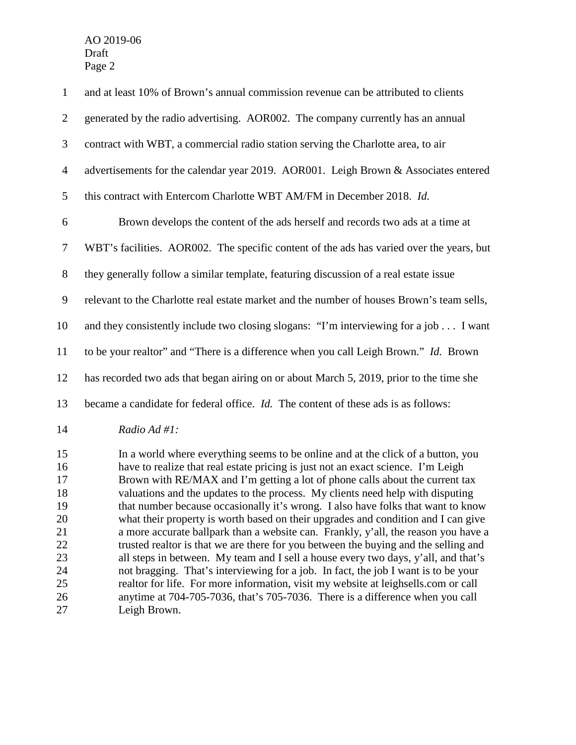and at least 10% of Brown's annual commission revenue can be attributed to clients generated by the radio advertising. AOR002. The company currently has an annual contract with WBT, a commercial radio station serving the Charlotte area, to air advertisements for the calendar year 2019. AOR001. Leigh Brown & Associates entered this contract with Entercom Charlotte WBT AM/FM in December 2018. *Id.*

Brown develops the content of the ads herself and records two ads at a time at WBT's facilities. AOR002. The specific content of the ads has varied over the years, but they generally follow a similar template, featuring discussion of a real estate issue relevant to the Charlotte real estate market and the number of houses Brown's team sells, and they consistently include two closing slogans: "I'm interviewing for a job . . . I want to be your realtor" and "There is a difference when you call Leigh Brown." *Id.* Brown has recorded two ads that began airing on or about March 5, 2019, prior to the time she became a candidate for federal office. *Id.* The content of these ads is as follows:

*Radio Ad #1:*

> In a world where everything seems to be online and at the click of a button, you have to realize that real estate pricing is just not an exact science. I'm Leigh Brown with RE/MAX and I'm getting a lot of phone calls about the current tax valuations and the updates to the process. My clients need help with disputing that number because occasionally it's wrong. I also have folks that want to know what their property is worth based on their upgrades and condition and I can give a more accurate ballpark than a website can. Frankly, y'all, the reason you have a trusted realtor is that we are there for you between the buying and the selling and all steps in between. My team and I sell a house every two days, y'all, and that's not bragging. That's interviewing for a job. In fact, the job I want is to be your realtor for life. For more information, visit my website at leighsells.com or call anytime at 704-705-7036, that's 705-7036. There is a difference when you call Leigh Brown.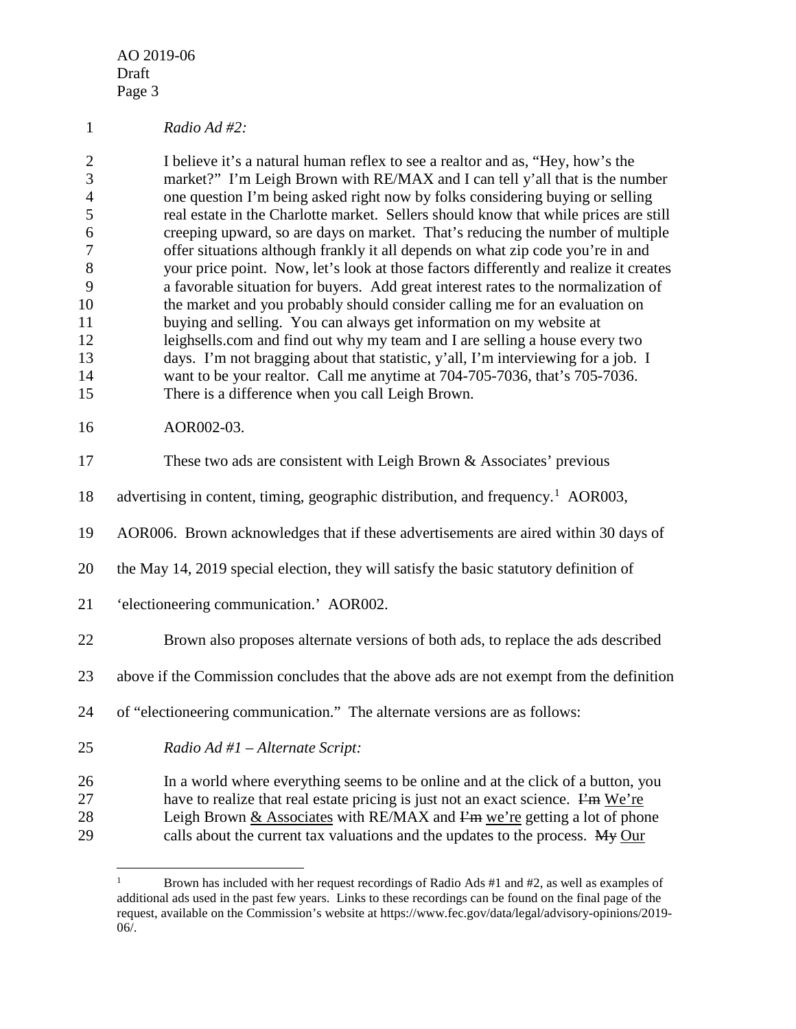*Radio Ad #2:*

> I believe it's a natural human reflex to see a realtor and as, "Hey, how's the market?" I'm Leigh Brown with RE/MAX and I can tell y'all that is the number one question I'm being asked right now by folks considering buying or selling real estate in the Charlotte market. Sellers should know that while prices are still creeping upward, so are days on market. That's reducing the number of multiple offer situations although frankly it all depends on what zip code you're in and your price point. Now, let's look at those factors differently and realize it creates a favorable situation for buyers. Add great interest rates to the normalization of the market and you probably should consider calling me for an evaluation on buying and selling. You can always get information on my website at leighsells.com and find out why my team and I are selling a house every two days. I'm not bragging about that statistic, y'all, I'm interviewing for a job. I want to be your realtor. Call me anytime at 704-705-7036, that's 705-7036. There is a difference when you call Leigh Brown.

AOR002-03.

These two ads are consistent with Leigh Brown & Associates' previous advertising in content, timing, geographic distribution, and frequency.[1] AOR003, AOR006. Brown acknowledges that if these advertisements are aired within 30 days of the May 14, 2019 special election, they will satisfy the basic statutory definition of 'electioneering communication.' AOR002.

Brown also proposes alternate versions of both ads, to replace the ads described above if the Commission concludes that the above ads are not exempt from the definition of "electioneering communication." The alternate versions are as follows:

*Radio Ad #1 – Alternate Script:*

> In a world where everything seems to be online and at the click of a button, you have to realize that real estate pricing is just not an exact science. ~~I'm~~ <u>We're</u> Leigh Brown <u>& Associates</u> with RE/MAX and ~~I'm~~ <u>we're</u> getting a lot of phone calls about the current tax valuations and the updates to the process. ~~My~~ <u>Our</u>

---

[1] Brown has included with her request recordings of Radio Ads #1 and #2, as well as examples of additional ads used in the past few years. Links to these recordings can be found on the final page of the request, available on the Commission's website at https://www.fec.gov/data/legal/advisory-opinions/2019-06/.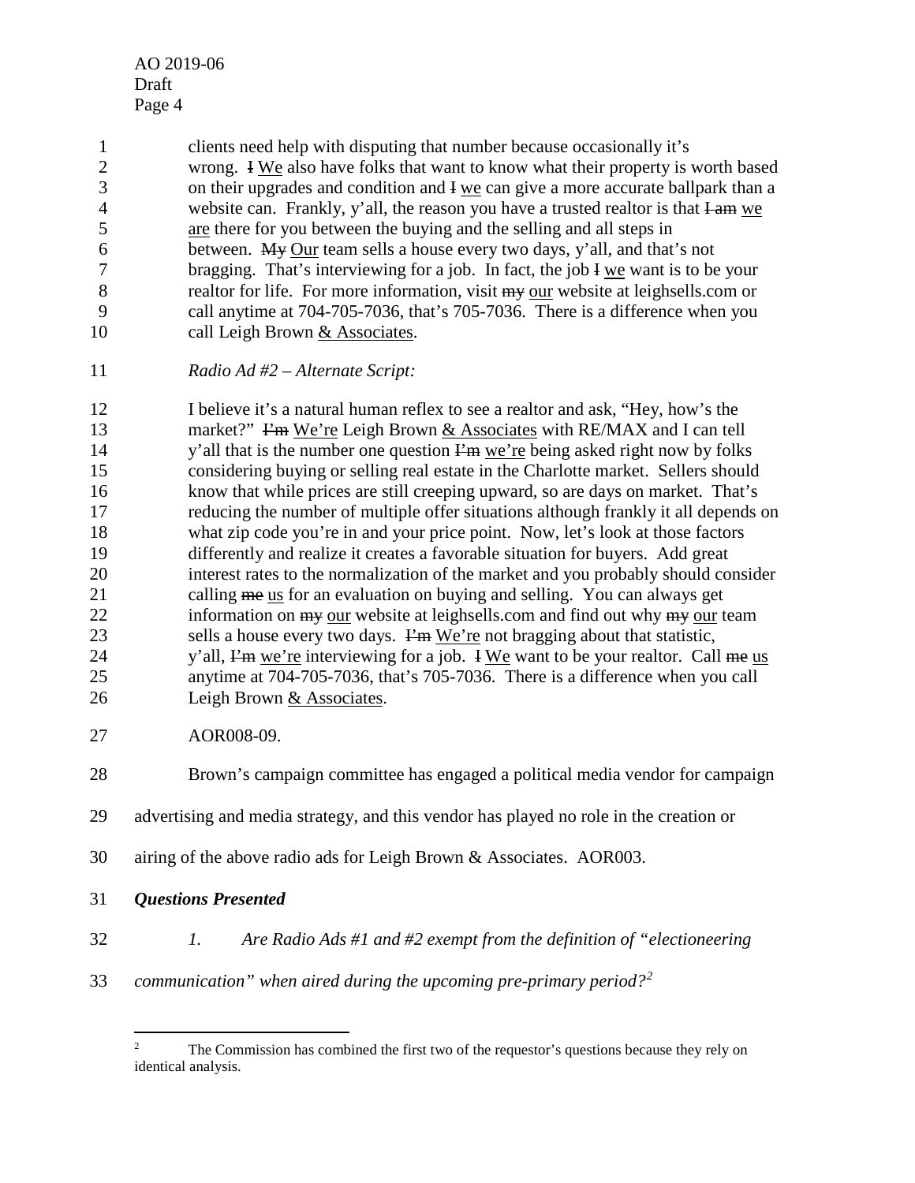clients need help with disputing that number because occasionally it's wrong. ~~I~~ <u>We</u> also have folks that want to know what their property is worth based on their upgrades and condition and ~~I~~ <u>we</u> can give a more accurate ballpark than a website can. Frankly, y'all, the reason you have a trusted realtor is that ~~I am~~ <u>we are</u> there for you between the buying and the selling and all steps in between. ~~My~~ <u>Our</u> team sells a house every two days, y'all, and that's not bragging. That's interviewing for a job. In fact, the job ~~I~~ <u>we</u> want is to be your realtor for life. For more information, visit ~~my~~ <u>our</u> website at leighsells.com or call anytime at 704-705-7036, that's 705-7036. There is a difference when you call Leigh Brown <u>& Associates</u>.

*Radio Ad #2 – Alternate Script:*

I believe it's a natural human reflex to see a realtor and ask, "Hey, how's the market?" ~~I'm~~ <u>We're</u> Leigh Brown <u>& Associates</u> with RE/MAX and I can tell y'all that is the number one question ~~I'm~~ <u>we're</u> being asked right now by folks considering buying or selling real estate in the Charlotte market. Sellers should know that while prices are still creeping upward, so are days on market. That's reducing the number of multiple offer situations although frankly it all depends on what zip code you're in and your price point. Now, let's look at those factors differently and realize it creates a favorable situation for buyers. Add great interest rates to the normalization of the market and you probably should consider calling ~~me~~ <u>us</u> for an evaluation on buying and selling. You can always get information on ~~my~~ <u>our</u> website at leighsells.com and find out why ~~my~~ <u>our</u> team sells a house every two days. ~~I'm~~ <u>We're</u> not bragging about that statistic, y'all, ~~I'm~~ <u>we're</u> interviewing for a job. ~~I~~ <u>We</u> want to be your realtor. Call ~~me~~ <u>us</u> anytime at 704-705-7036, that's 705-7036. There is a difference when you call Leigh Brown <u>& Associates</u>.

AOR008-09.

Brown's campaign committee has engaged a political media vendor for campaign advertising and media strategy, and this vendor has played no role in the creation or airing of the above radio ads for Leigh Brown & Associates. AOR003.

***Questions Presented***

*1. Are Radio Ads #1 and #2 exempt from the definition of "electioneering communication" when aired during the upcoming pre-primary period?*[2]

[2] The Commission has combined the first two of the requestor's questions because they rely on identical analysis.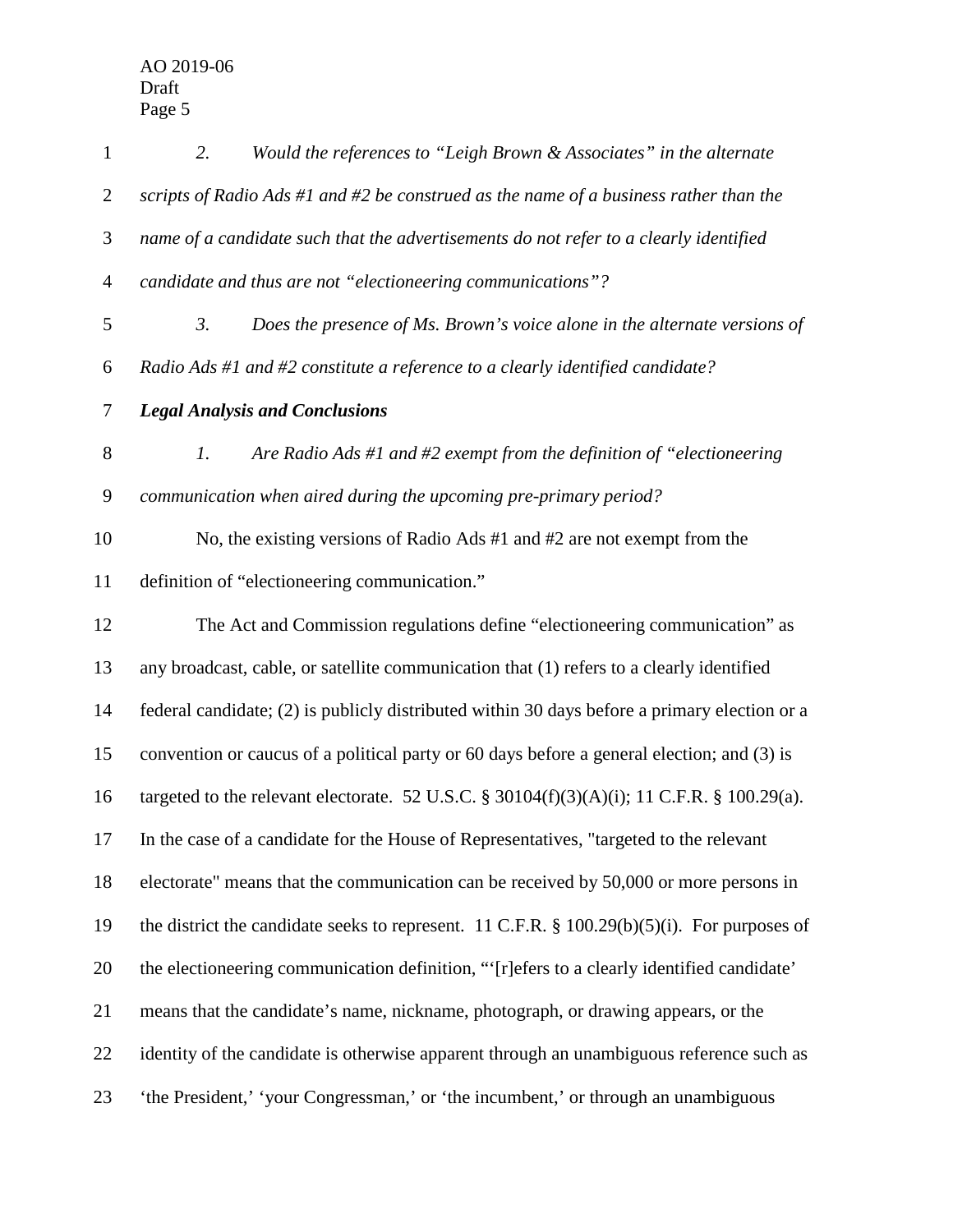*2. Would the references to "Leigh Brown & Associates" in the alternate scripts of Radio Ads #1 and #2 be construed as the name of a business rather than the name of a candidate such that the advertisements do not refer to a clearly identified candidate and thus are not "electioneering communications"?*

*3. Does the presence of Ms. Brown's voice alone in the alternate versions of Radio Ads #1 and #2 constitute a reference to a clearly identified candidate?*

***Legal Analysis and Conclusions***

*1. Are Radio Ads #1 and #2 exempt from the definition of "electioneering communication when aired during the upcoming pre-primary period?*

No, the existing versions of Radio Ads #1 and #2 are not exempt from the definition of "electioneering communication."

The Act and Commission regulations define "electioneering communication" as any broadcast, cable, or satellite communication that (1) refers to a clearly identified federal candidate; (2) is publicly distributed within 30 days before a primary election or a convention or caucus of a political party or 60 days before a general election; and (3) is targeted to the relevant electorate. 52 U.S.C. § 30104(f)(3)(A)(i); 11 C.F.R. § 100.29(a). In the case of a candidate for the House of Representatives, "targeted to the relevant electorate" means that the communication can be received by 50,000 or more persons in the district the candidate seeks to represent. 11 C.F.R. § 100.29(b)(5)(i). For purposes of the electioneering communication definition, "'[r]efers to a clearly identified candidate' means that the candidate's name, nickname, photograph, or drawing appears, or the identity of the candidate is otherwise apparent through an unambiguous reference such as 'the President,' 'your Congressman,' or 'the incumbent,' or through an unambiguous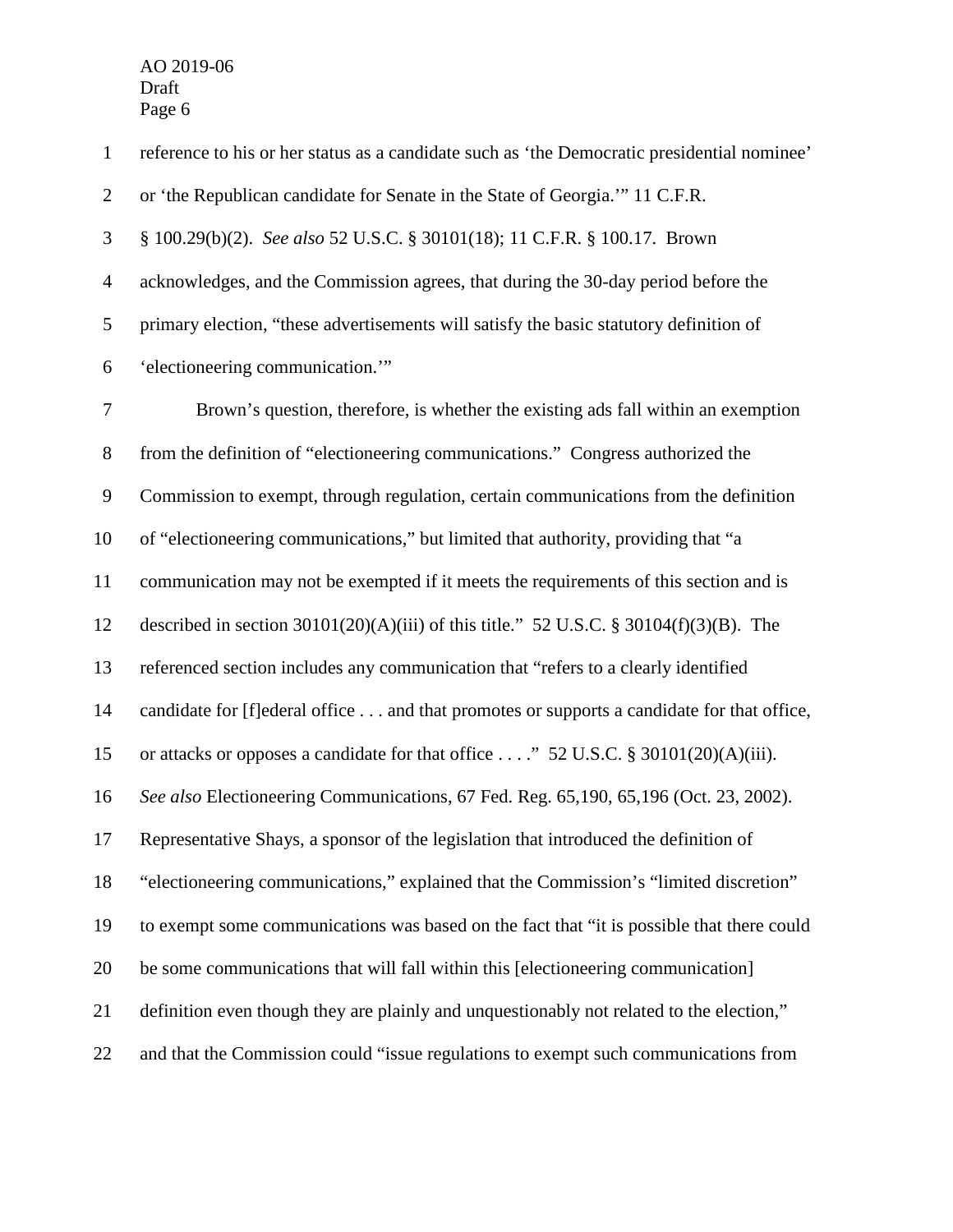reference to his or her status as a candidate such as 'the Democratic presidential nominee' or 'the Republican candidate for Senate in the State of Georgia.'" 11 C.F.R. § 100.29(b)(2). *See also* 52 U.S.C. § 30101(18); 11 C.F.R. § 100.17. Brown acknowledges, and the Commission agrees, that during the 30-day period before the primary election, "these advertisements will satisfy the basic statutory definition of 'electioneering communication.'"

Brown's question, therefore, is whether the existing ads fall within an exemption from the definition of "electioneering communications." Congress authorized the Commission to exempt, through regulation, certain communications from the definition of "electioneering communications," but limited that authority, providing that "a communication may not be exempted if it meets the requirements of this section and is described in section 30101(20)(A)(iii) of this title." 52 U.S.C. § 30104(f)(3)(B). The referenced section includes any communication that "refers to a clearly identified candidate for [f]ederal office . . . and that promotes or supports a candidate for that office, or attacks or opposes a candidate for that office . . . ." 52 U.S.C. § 30101(20)(A)(iii). *See also* Electioneering Communications, 67 Fed. Reg. 65,190, 65,196 (Oct. 23, 2002). Representative Shays, a sponsor of the legislation that introduced the definition of "electioneering communications," explained that the Commission's "limited discretion" to exempt some communications was based on the fact that "it is possible that there could be some communications that will fall within this [electioneering communication] definition even though they are plainly and unquestionably not related to the election," and that the Commission could "issue regulations to exempt such communications from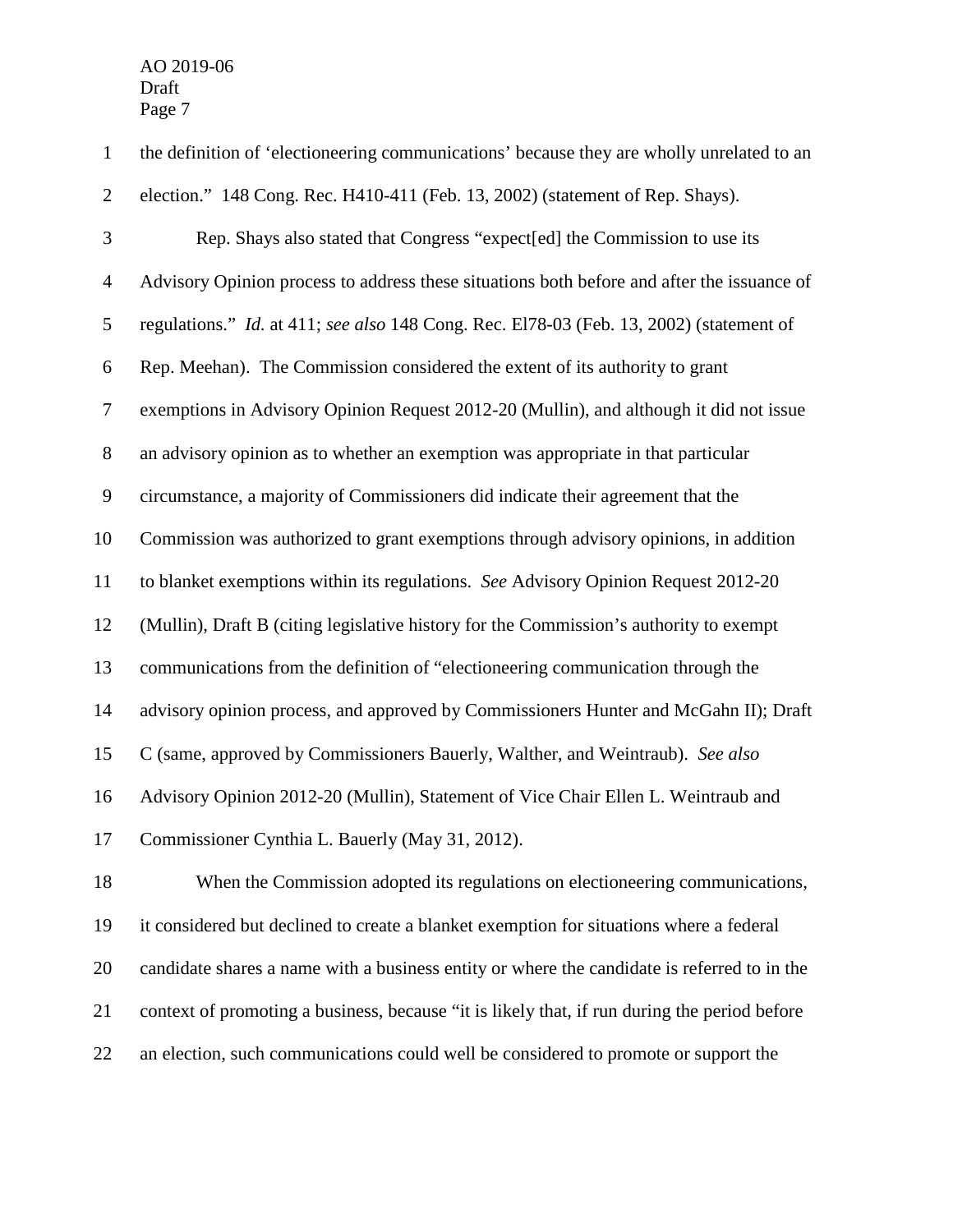the definition of 'electioneering communications' because they are wholly unrelated to an election." 148 Cong. Rec. H410-411 (Feb. 13, 2002) (statement of Rep. Shays).

Rep. Shays also stated that Congress "expect[ed] the Commission to use its Advisory Opinion process to address these situations both before and after the issuance of regulations." *Id.* at 411; *see also* 148 Cong. Rec. El78-03 (Feb. 13, 2002) (statement of Rep. Meehan). The Commission considered the extent of its authority to grant exemptions in Advisory Opinion Request 2012-20 (Mullin), and although it did not issue an advisory opinion as to whether an exemption was appropriate in that particular circumstance, a majority of Commissioners did indicate their agreement that the Commission was authorized to grant exemptions through advisory opinions, in addition to blanket exemptions within its regulations. *See* Advisory Opinion Request 2012-20 (Mullin), Draft B (citing legislative history for the Commission's authority to exempt communications from the definition of "electioneering communication through the advisory opinion process, and approved by Commissioners Hunter and McGahn II); Draft C (same, approved by Commissioners Bauerly, Walther, and Weintraub). *See also* Advisory Opinion 2012-20 (Mullin), Statement of Vice Chair Ellen L. Weintraub and Commissioner Cynthia L. Bauerly (May 31, 2012).

When the Commission adopted its regulations on electioneering communications, it considered but declined to create a blanket exemption for situations where a federal candidate shares a name with a business entity or where the candidate is referred to in the context of promoting a business, because "it is likely that, if run during the period before an election, such communications could well be considered to promote or support the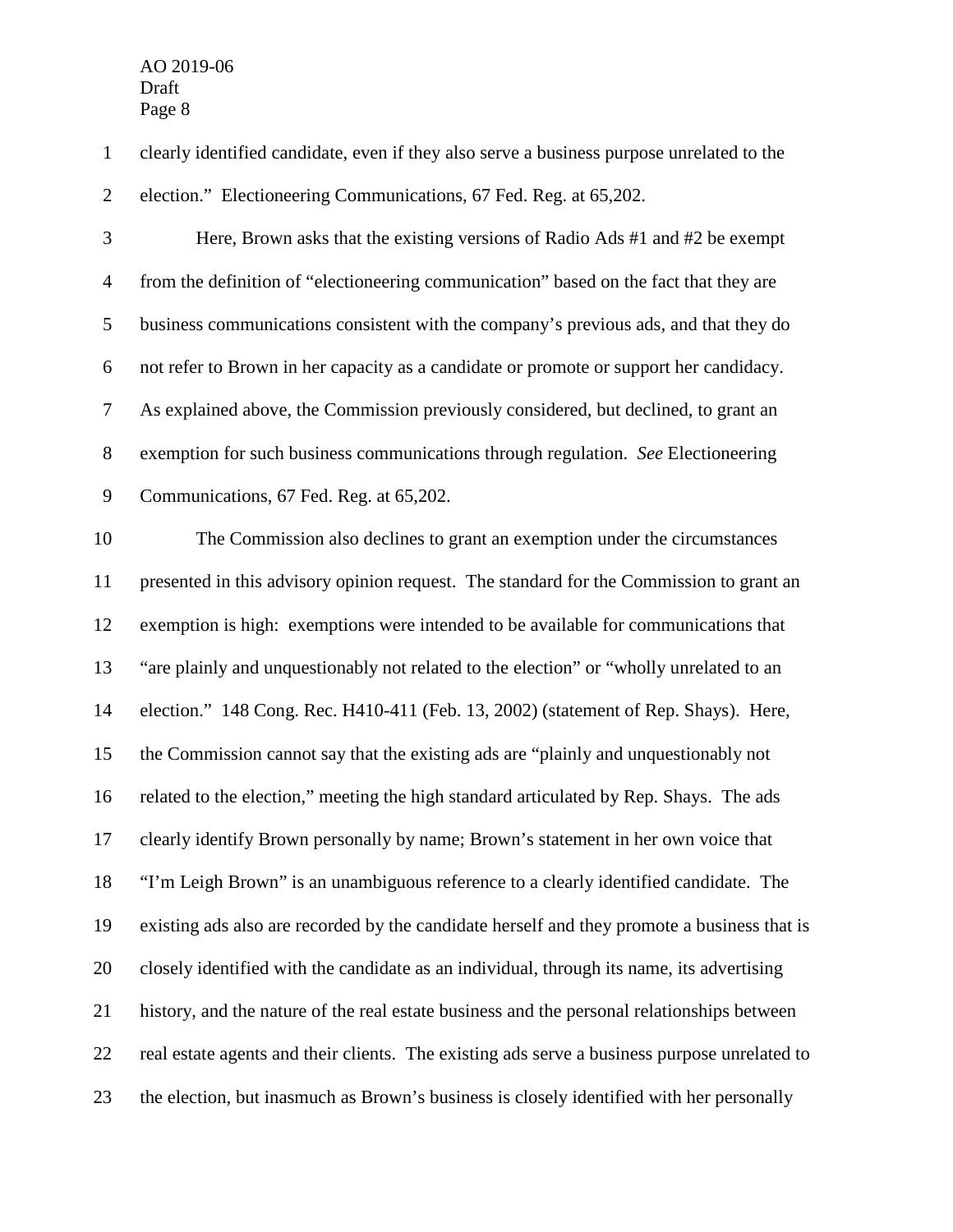clearly identified candidate, even if they also serve a business purpose unrelated to the election." Electioneering Communications, 67 Fed. Reg. at 65,202.

Here, Brown asks that the existing versions of Radio Ads #1 and #2 be exempt from the definition of "electioneering communication" based on the fact that they are business communications consistent with the company's previous ads, and that they do not refer to Brown in her capacity as a candidate or promote or support her candidacy. As explained above, the Commission previously considered, but declined, to grant an exemption for such business communications through regulation. *See* Electioneering Communications, 67 Fed. Reg. at 65,202.

The Commission also declines to grant an exemption under the circumstances presented in this advisory opinion request. The standard for the Commission to grant an exemption is high: exemptions were intended to be available for communications that "are plainly and unquestionably not related to the election" or "wholly unrelated to an election." 148 Cong. Rec. H410-411 (Feb. 13, 2002) (statement of Rep. Shays). Here, the Commission cannot say that the existing ads are "plainly and unquestionably not related to the election," meeting the high standard articulated by Rep. Shays. The ads clearly identify Brown personally by name; Brown's statement in her own voice that "I'm Leigh Brown" is an unambiguous reference to a clearly identified candidate. The existing ads also are recorded by the candidate herself and they promote a business that is closely identified with the candidate as an individual, through its name, its advertising history, and the nature of the real estate business and the personal relationships between real estate agents and their clients. The existing ads serve a business purpose unrelated to the election, but inasmuch as Brown's business is closely identified with her personally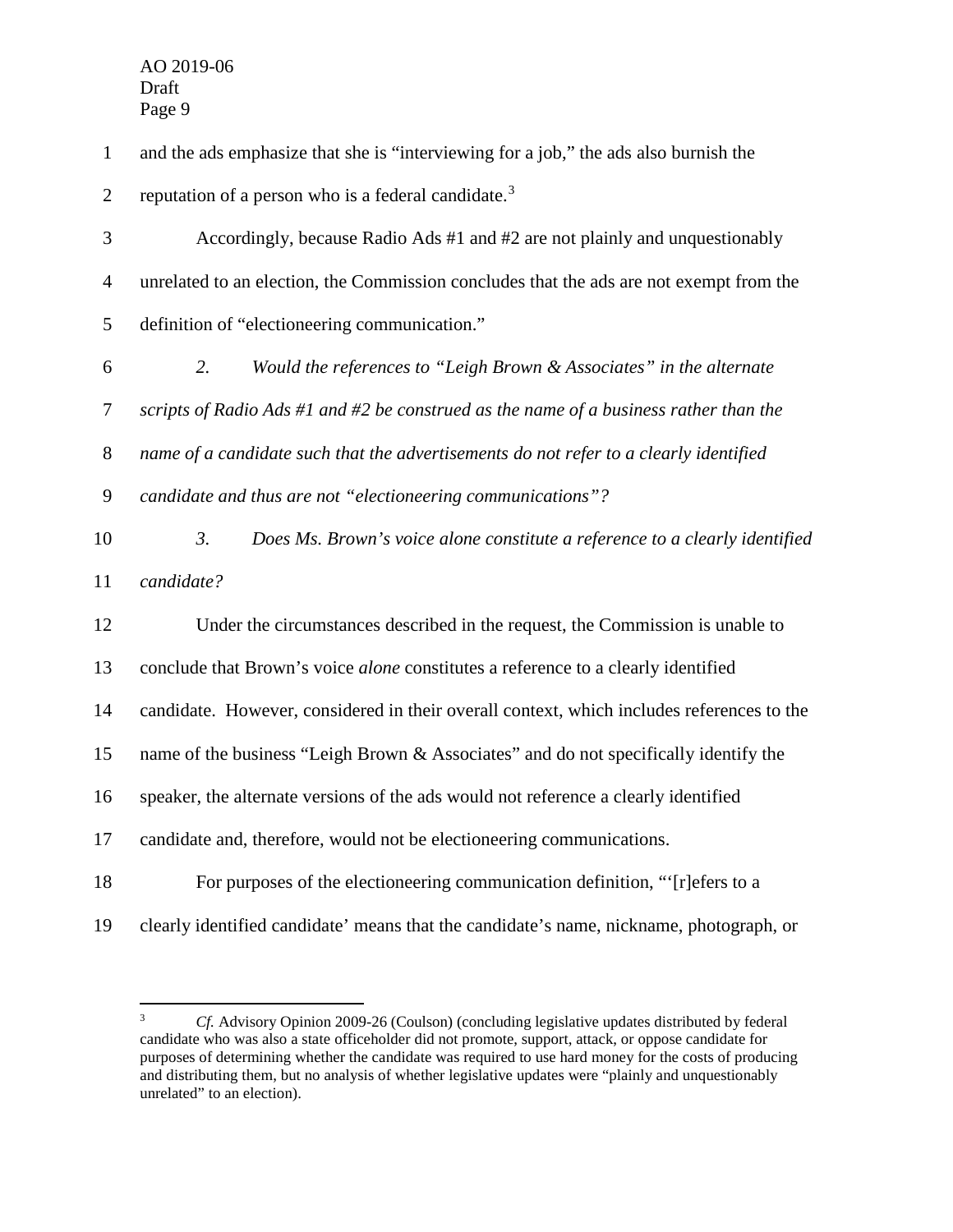and the ads emphasize that she is "interviewing for a job," the ads also burnish the reputation of a person who is a federal candidate.[3]

Accordingly, because Radio Ads #1 and #2 are not plainly and unquestionably unrelated to an election, the Commission concludes that the ads are not exempt from the definition of "electioneering communication."

*2. Would the references to "Leigh Brown & Associates" in the alternate scripts of Radio Ads #1 and #2 be construed as the name of a business rather than the name of a candidate such that the advertisements do not refer to a clearly identified candidate and thus are not "electioneering communications"?*

*3. Does Ms. Brown's voice alone constitute a reference to a clearly identified candidate?*

Under the circumstances described in the request, the Commission is unable to conclude that Brown's voice *alone* constitutes a reference to a clearly identified candidate. However, considered in their overall context, which includes references to the name of the business "Leigh Brown & Associates" and do not specifically identify the speaker, the alternate versions of the ads would not reference a clearly identified candidate and, therefore, would not be electioneering communications.

For purposes of the electioneering communication definition, "'[r]efers to a clearly identified candidate' means that the candidate's name, nickname, photograph, or

---

[3] *Cf.* Advisory Opinion 2009-26 (Coulson) (concluding legislative updates distributed by federal candidate who was also a state officeholder did not promote, support, attack, or oppose candidate for purposes of determining whether the candidate was required to use hard money for the costs of producing and distributing them, but no analysis of whether legislative updates were "plainly and unquestionably unrelated" to an election).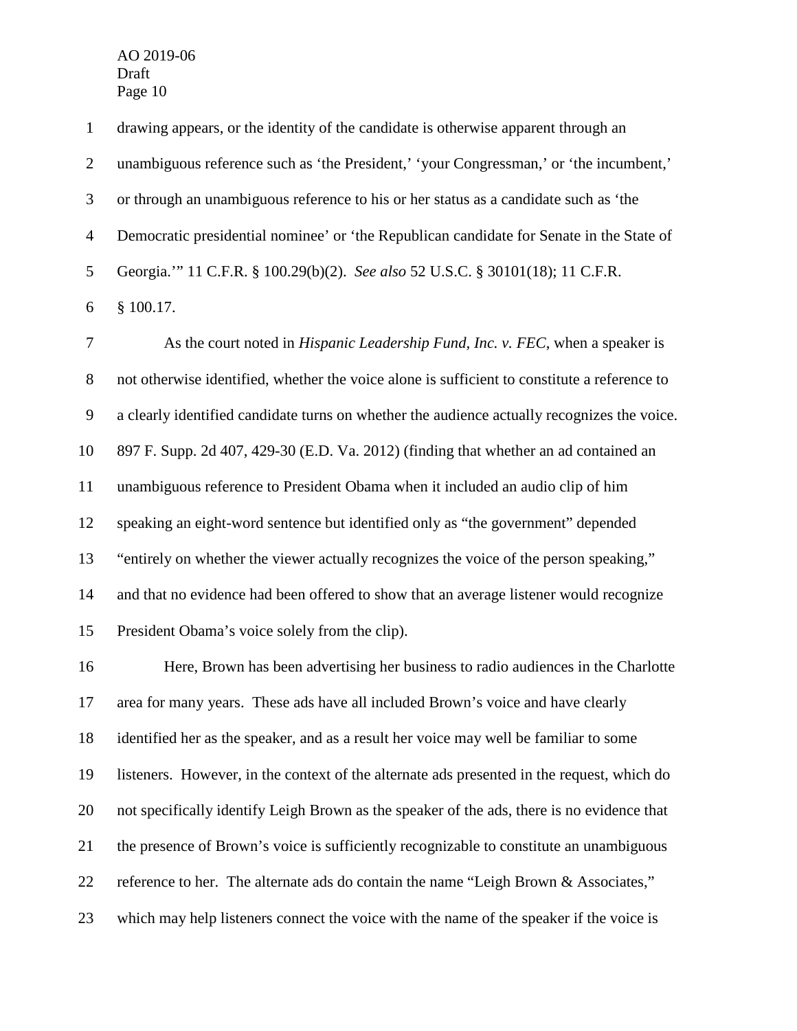drawing appears, or the identity of the candidate is otherwise apparent through an unambiguous reference such as 'the President,' 'your Congressman,' or 'the incumbent,' or through an unambiguous reference to his or her status as a candidate such as 'the Democratic presidential nominee' or 'the Republican candidate for Senate in the State of Georgia.'" 11 C.F.R. § 100.29(b)(2). *See also* 52 U.S.C. § 30101(18); 11 C.F.R. § 100.17.

As the court noted in *Hispanic Leadership Fund, Inc. v. FEC*, when a speaker is not otherwise identified, whether the voice alone is sufficient to constitute a reference to a clearly identified candidate turns on whether the audience actually recognizes the voice. 897 F. Supp. 2d 407, 429-30 (E.D. Va. 2012) (finding that whether an ad contained an unambiguous reference to President Obama when it included an audio clip of him speaking an eight-word sentence but identified only as "the government" depended "entirely on whether the viewer actually recognizes the voice of the person speaking," and that no evidence had been offered to show that an average listener would recognize President Obama's voice solely from the clip).

Here, Brown has been advertising her business to radio audiences in the Charlotte area for many years. These ads have all included Brown's voice and have clearly identified her as the speaker, and as a result her voice may well be familiar to some listeners. However, in the context of the alternate ads presented in the request, which do not specifically identify Leigh Brown as the speaker of the ads, there is no evidence that the presence of Brown's voice is sufficiently recognizable to constitute an unambiguous reference to her. The alternate ads do contain the name "Leigh Brown & Associates," which may help listeners connect the voice with the name of the speaker if the voice is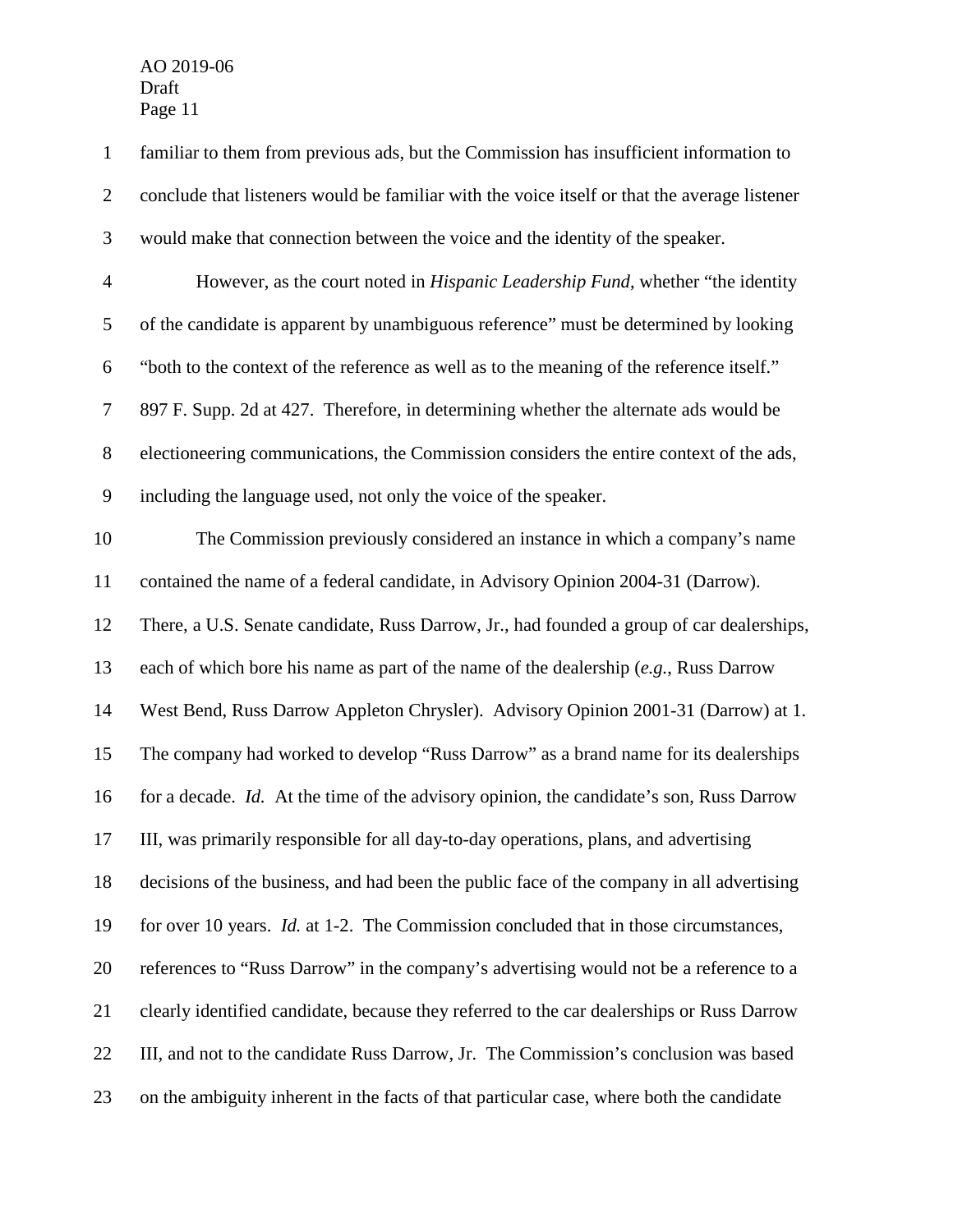familiar to them from previous ads, but the Commission has insufficient information to conclude that listeners would be familiar with the voice itself or that the average listener would make that connection between the voice and the identity of the speaker.

However, as the court noted in *Hispanic Leadership Fund*, whether "the identity of the candidate is apparent by unambiguous reference" must be determined by looking "both to the context of the reference as well as to the meaning of the reference itself." 897 F. Supp. 2d at 427. Therefore, in determining whether the alternate ads would be electioneering communications, the Commission considers the entire context of the ads, including the language used, not only the voice of the speaker.

The Commission previously considered an instance in which a company's name contained the name of a federal candidate, in Advisory Opinion 2004-31 (Darrow). There, a U.S. Senate candidate, Russ Darrow, Jr., had founded a group of car dealerships, each of which bore his name as part of the name of the dealership (*e.g.*, Russ Darrow West Bend, Russ Darrow Appleton Chrysler). Advisory Opinion 2001-31 (Darrow) at 1. The company had worked to develop "Russ Darrow" as a brand name for its dealerships for a decade. *Id.* At the time of the advisory opinion, the candidate's son, Russ Darrow III, was primarily responsible for all day-to-day operations, plans, and advertising decisions of the business, and had been the public face of the company in all advertising for over 10 years. *Id.* at 1-2. The Commission concluded that in those circumstances, references to "Russ Darrow" in the company's advertising would not be a reference to a clearly identified candidate, because they referred to the car dealerships or Russ Darrow III, and not to the candidate Russ Darrow, Jr. The Commission's conclusion was based on the ambiguity inherent in the facts of that particular case, where both the candidate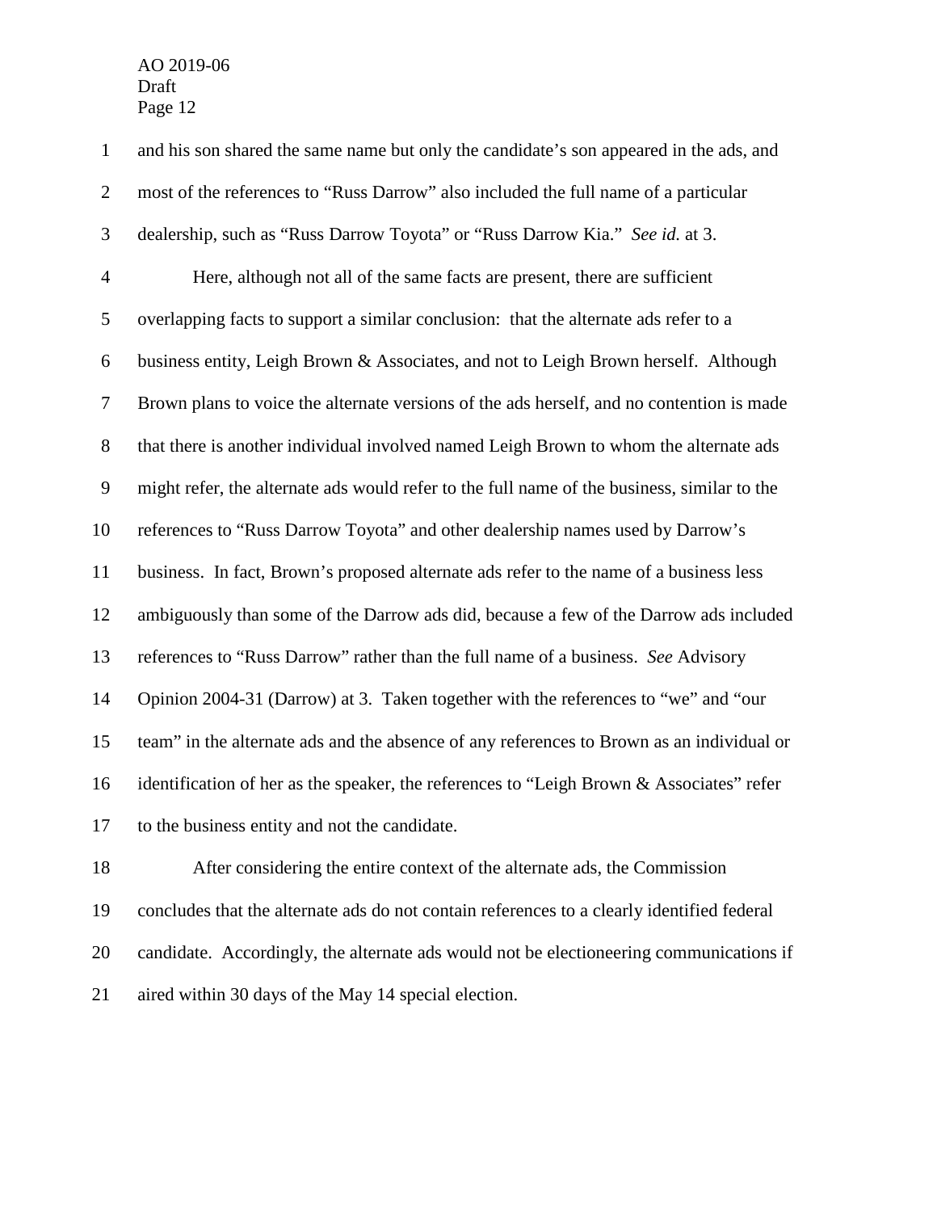and his son shared the same name but only the candidate's son appeared in the ads, and most of the references to "Russ Darrow" also included the full name of a particular dealership, such as "Russ Darrow Toyota" or "Russ Darrow Kia." *See id.* at 3.

Here, although not all of the same facts are present, there are sufficient overlapping facts to support a similar conclusion: that the alternate ads refer to a business entity, Leigh Brown & Associates, and not to Leigh Brown herself. Although Brown plans to voice the alternate versions of the ads herself, and no contention is made that there is another individual involved named Leigh Brown to whom the alternate ads might refer, the alternate ads would refer to the full name of the business, similar to the references to "Russ Darrow Toyota" and other dealership names used by Darrow's business. In fact, Brown's proposed alternate ads refer to the name of a business less ambiguously than some of the Darrow ads did, because a few of the Darrow ads included references to "Russ Darrow" rather than the full name of a business. *See* Advisory Opinion 2004-31 (Darrow) at 3. Taken together with the references to "we" and "our team" in the alternate ads and the absence of any references to Brown as an individual or identification of her as the speaker, the references to "Leigh Brown & Associates" refer to the business entity and not the candidate.

After considering the entire context of the alternate ads, the Commission concludes that the alternate ads do not contain references to a clearly identified federal candidate. Accordingly, the alternate ads would not be electioneering communications if aired within 30 days of the May 14 special election.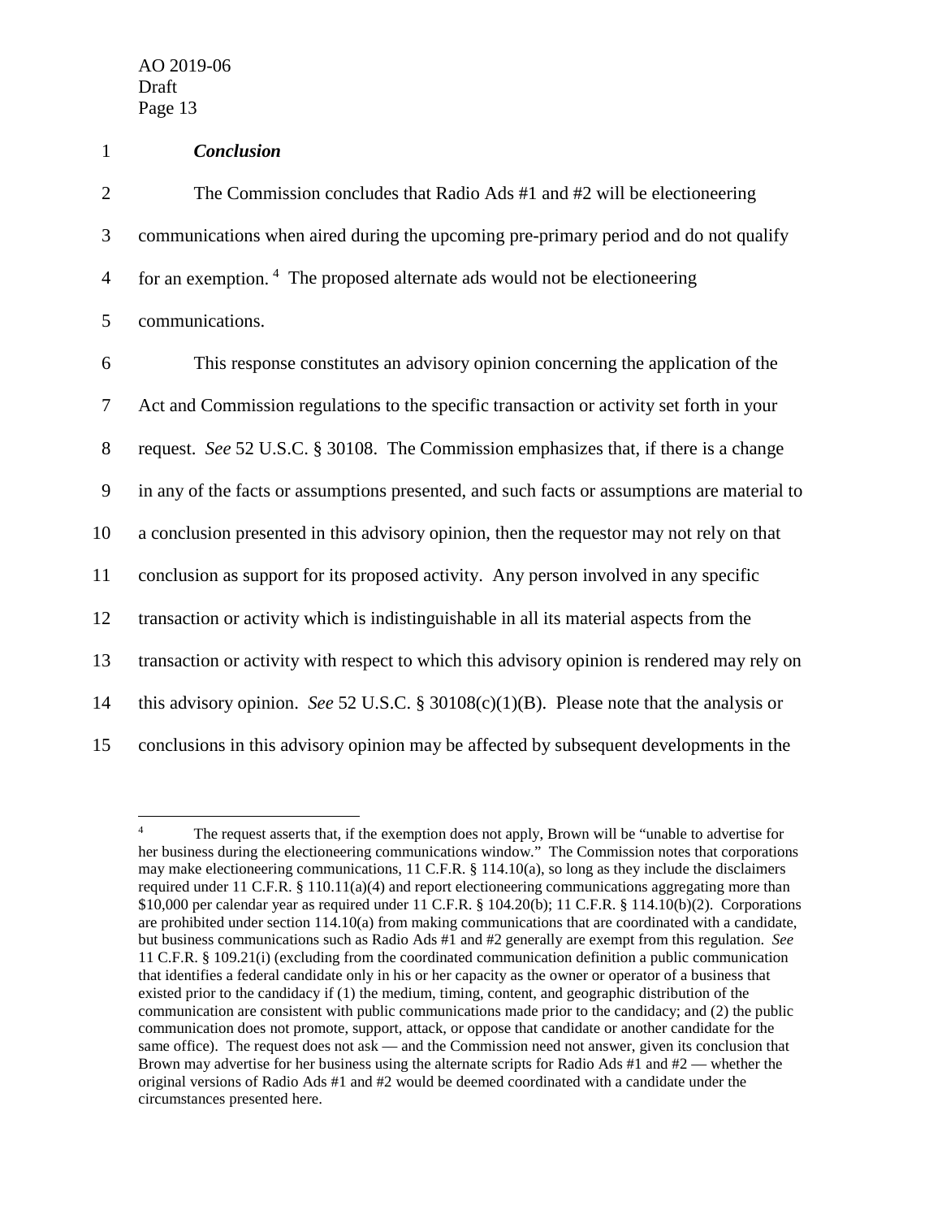***Conclusion***

The Commission concludes that Radio Ads #1 and #2 will be electioneering communications when aired during the upcoming pre-primary period and do not qualify for an exemption. [4] The proposed alternate ads would not be electioneering communications.

This response constitutes an advisory opinion concerning the application of the Act and Commission regulations to the specific transaction or activity set forth in your request. *See* 52 U.S.C. § 30108. The Commission emphasizes that, if there is a change in any of the facts or assumptions presented, and such facts or assumptions are material to a conclusion presented in this advisory opinion, then the requestor may not rely on that conclusion as support for its proposed activity. Any person involved in any specific transaction or activity which is indistinguishable in all its material aspects from the transaction or activity with respect to which this advisory opinion is rendered may rely on this advisory opinion. *See* 52 U.S.C. § 30108(c)(1)(B). Please note that the analysis or conclusions in this advisory opinion may be affected by subsequent developments in the

---

[4] The request asserts that, if the exemption does not apply, Brown will be "unable to advertise for her business during the electioneering communications window." The Commission notes that corporations may make electioneering communications, 11 C.F.R. § 114.10(a), so long as they include the disclaimers required under 11 C.F.R. § 110.11(a)(4) and report electioneering communications aggregating more than $10,000 per calendar year as required under 11 C.F.R. § 104.20(b); 11 C.F.R. § 114.10(b)(2). Corporations are prohibited under section 114.10(a) from making communications that are coordinated with a candidate, but business communications such as Radio Ads #1 and #2 generally are exempt from this regulation. *See* 11 C.F.R. § 109.21(i) (excluding from the coordinated communication definition a public communication that identifies a federal candidate only in his or her capacity as the owner or operator of a business that existed prior to the candidacy if (1) the medium, timing, content, and geographic distribution of the communication are consistent with public communications made prior to the candidacy; and (2) the public communication does not promote, support, attack, or oppose that candidate or another candidate for the same office). The request does not ask — and the Commission need not answer, given its conclusion that Brown may advertise for her business using the alternate scripts for Radio Ads #1 and #2 — whether the original versions of Radio Ads #1 and #2 would be deemed coordinated with a candidate under the circumstances presented here.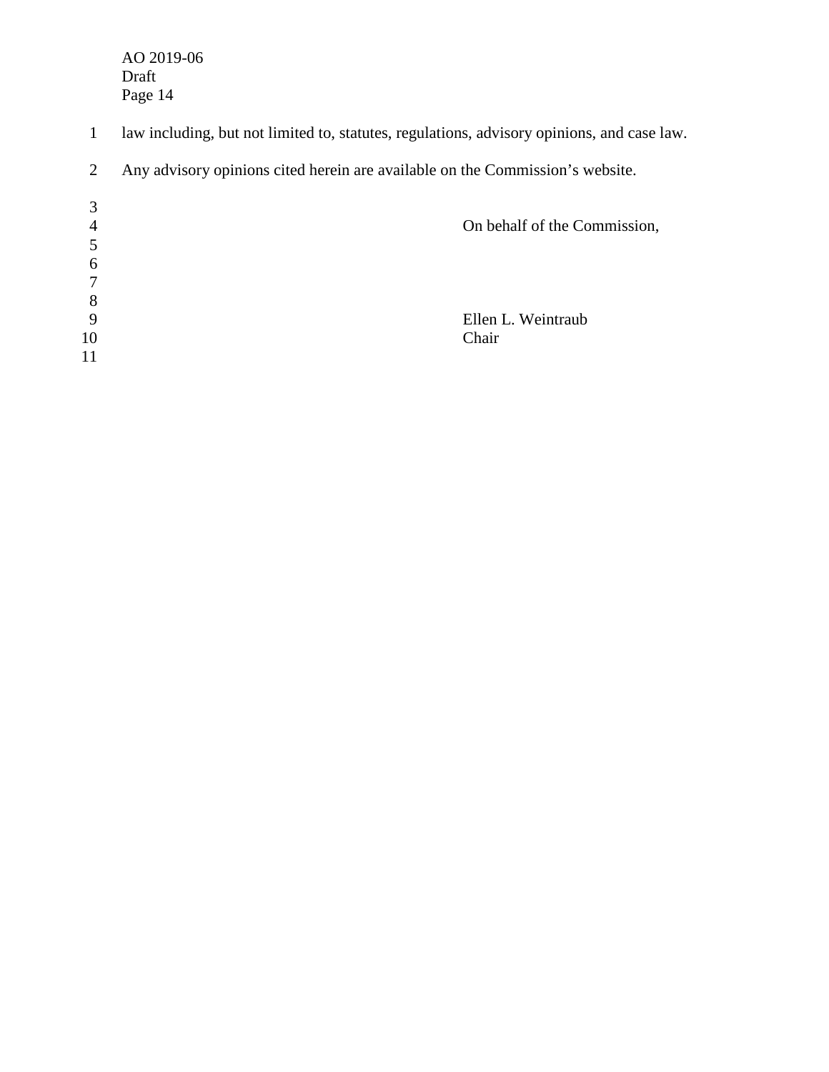law including, but not limited to, statutes, regulations, advisory opinions, and case law.

Any advisory opinions cited herein are available on the Commission's website.

On behalf of the Commission,

Ellen L. Weintraub
Chair